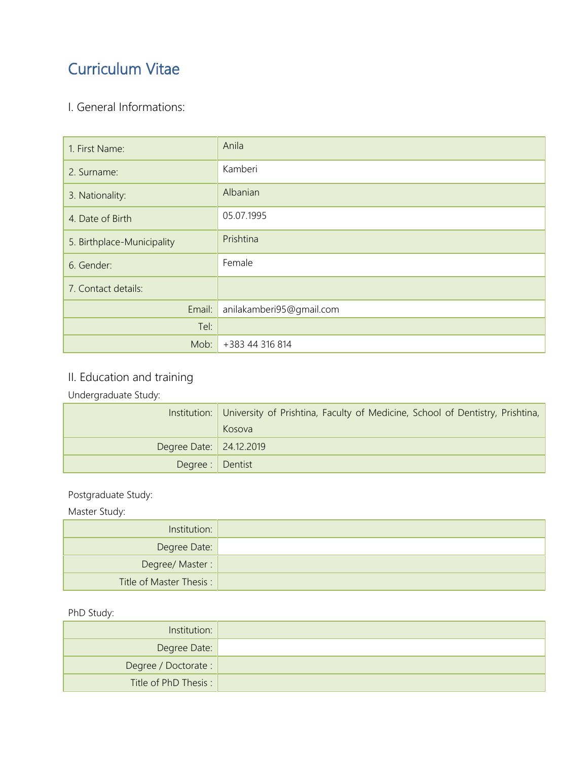# Curriculum Vitae

## I. General Informations:

| | |
|---|---|
| 1. First Name: | Anila |
| 2. Surname: | Kamberi |
| 3. Nationality: | Albanian |
| 4. Date of Birth | 05.07.1995 |
| 5. Birthplace-Municipality | Prishtina |
| 6. Gender: | Female |
| 7. Contact details: | |
| Email: | anilakamberi95@gmail.com |
| Tel: | |
| Mob: | +383 44 316 814 |

## II. Education and training

Undergraduate Study:

| | |
|---|---|
| Institution: | University of Prishtina, Faculty of Medicine, School of Dentistry, Prishtina, Kosova |
| Degree Date: | 24.12.2019 |
| Degree : | Dentist |

Postgraduate Study:

Master Study:

| | |
|---|---|
| Institution: | |
| Degree Date: | |
| Degree/ Master : | |
| Title of Master Thesis : | |

PhD Study:

| | |
|---|---|
| Institution: | |
| Degree Date: | |
| Degree / Doctorate : | |
| Title of PhD Thesis : | |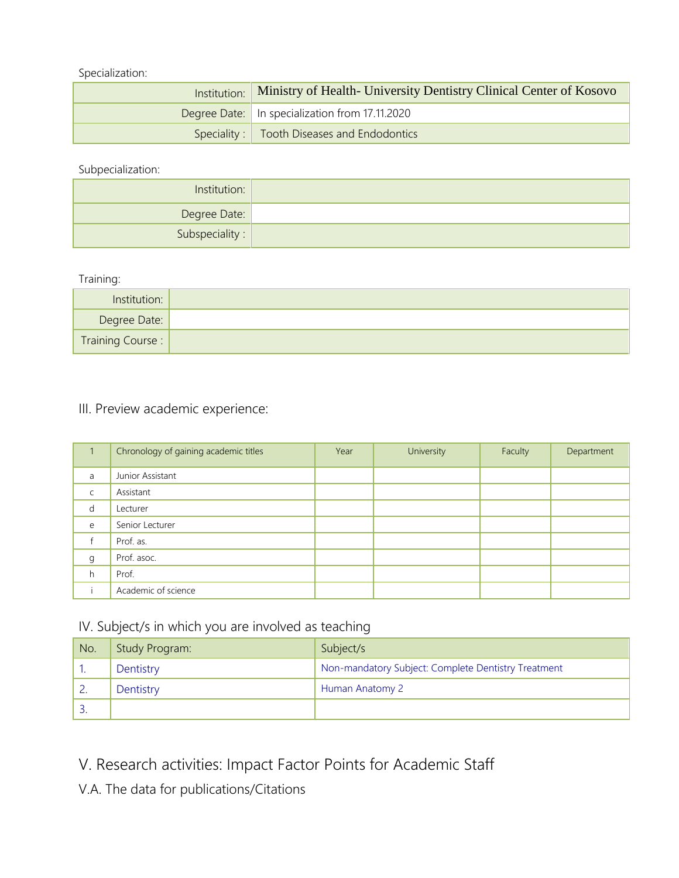Specialization:

| | |
|---|---|
| Institution: | Ministry of Health- University Dentistry Clinical Center of Kosovo |
| Degree Date: | In specialization from 17.11.2020 |
| Speciality : | Tooth Diseases and Endodontics |

Subpecialization:

| | |
|---|---|
| Institution: | |
| Degree Date: | |
| Subspeciality : | |

Training:

| | |
|---|---|
| Institution: | |
| Degree Date: | |
| Training Course : | |

## III. Preview academic experience:

| 1 | Chronology of gaining academic titles | Year | University | Faculty | Department |
|---|---|---|---|---|---|
| a | Junior Assistant | | | | |
| c | Assistant | | | | |
| d | Lecturer | | | | |
| e | Senior Lecturer | | | | |
| f | Prof. as. | | | | |
| g | Prof. asoc. | | | | |
| h | Prof. | | | | |
| i | Academic of science | | | | |

## IV. Subject/s in which you are involved as teaching

| No. | Study Program: | Subject/s |
|---|---|---|
| 1. | Dentistry | Non-mandatory Subject: Complete Dentistry Treatment |
| 2. | Dentistry | Human Anatomy 2 |
| 3. | | |

# V. Research activities: Impact Factor Points for Academic Staff

## V.A. The data for publications/Citations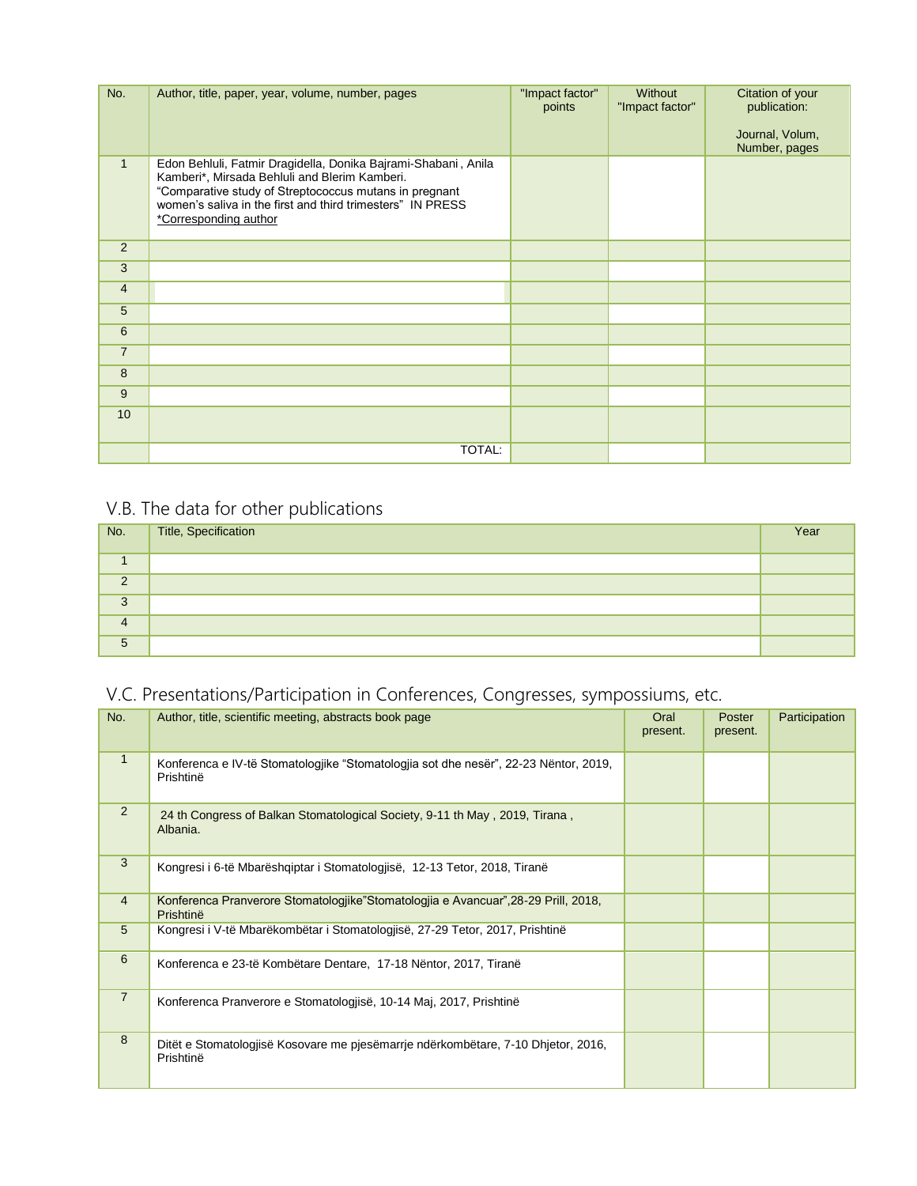| No. | Author, title, paper, year, volume, number, pages | "Impact factor" points | Without "Impact factor" | Citation of your publication: Journal, Volum, Number, pages |
|---|---|---|---|---|
| 1 | Edon Behluli, Fatmir Dragidella, Donika Bajrami-Shabani, Anila Kamberi*, Mirsada Behluli and Blerim Kamberi. "Comparative study of Streptococcus mutans in pregnant women's saliva in the first and third trimesters" IN PRESS *Corresponding author | | | |
| 2 | | | | |
| 3 | | | | |
| 4 | | | | |
| 5 | | | | |
| 6 | | | | |
| 7 | | | | |
| 8 | | | | |
| 9 | | | | |
| 10 | | | | |
| | TOTAL: | | | |

## V.B. The data for other publications

| No. | Title, Specification | Year |
|---|---|---|
| 1 | | |
| 2 | | |
| 3 | | |
| 4 | | |
| 5 | | |

## V.C. Presentations/Participation in Conferences, Congresses, sympossiums, etc.

| No. | Author, title, scientific meeting, abstracts book page | Oral present. | Poster present. | Participation |
|---|---|---|---|---|
| 1 | Konferenca e IV-të Stomatologjike "Stomatologjia sot dhe nesër", 22-23 Nëntor, 2019, Prishtinë | | | |
| 2 | 24 th Congress of Balkan Stomatological Society, 9-11 th May , 2019, Tirana , Albania. | | | |
| 3 | Kongresi i 6-të Mbarëshqiptar i Stomatologjisë, 12-13 Tetor, 2018, Tiranë | | | |
| 4 | Konferenca Pranverore Stomatologjike"Stomatologjia e Avancuar",28-29 Prill, 2018, Prishtinë | | | |
| 5 | Kongresi i V-të Mbarëkombëtar i Stomatologjisë, 27-29 Tetor, 2017, Prishtinë | | | |
| 6 | Konferenca e 23-të Kombëtare Dentare, 17-18 Nëntor, 2017, Tiranë | | | |
| 7 | Konferenca Pranverore e Stomatologjisë, 10-14 Maj, 2017, Prishtinë | | | |
| 8 | Ditët e Stomatologjisë Kosovare me pjesëmarrje ndërkombëtare, 7-10 Dhjetor, 2016, Prishtinë | | | |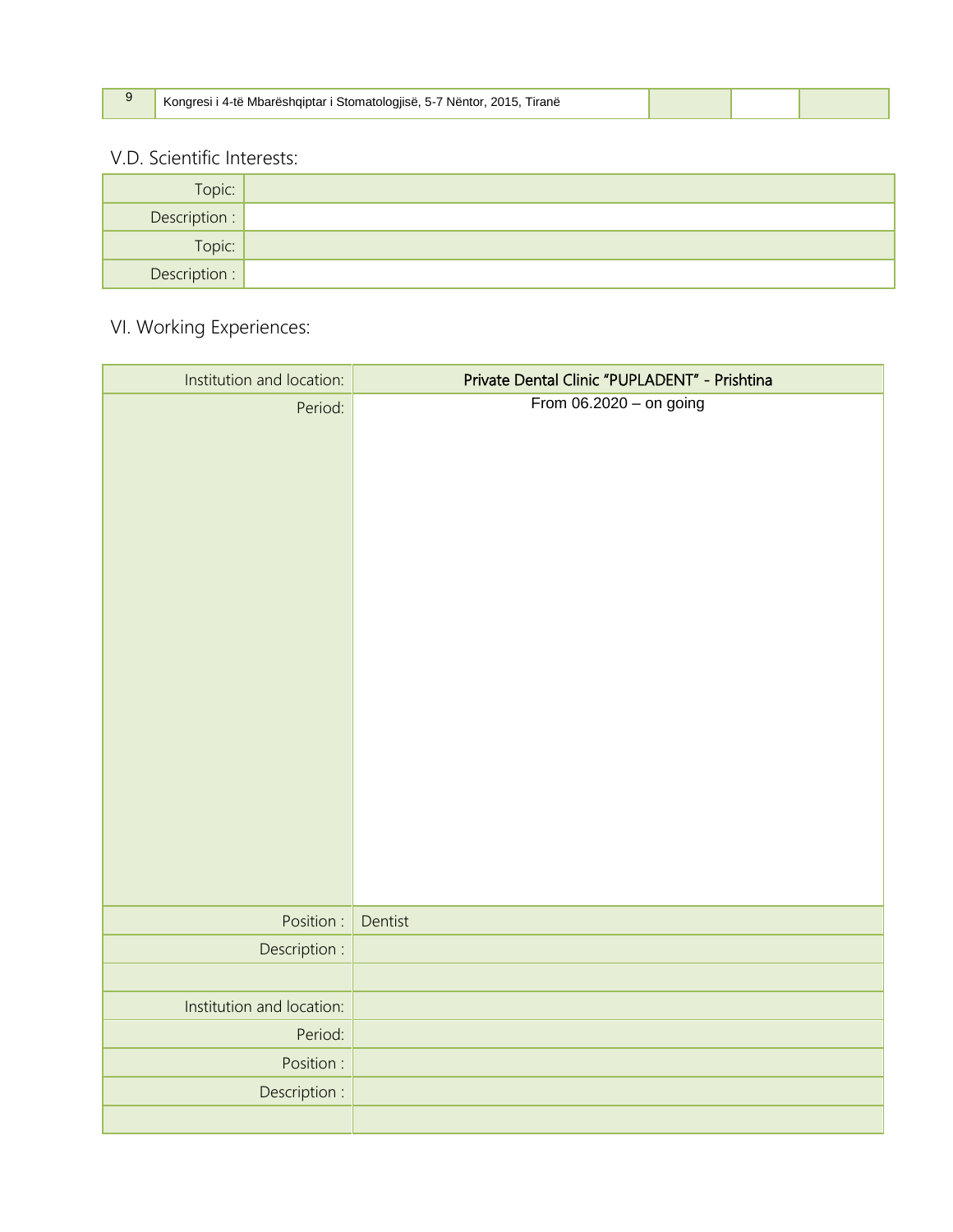| 9 | Kongresi i 4-të Mbarëshqiptar i Stomatologjisë, 5-7 Nëntor, 2015, Tiranë | | | |
|---|---|---|---|---|

## V.D. Scientific Interests:

| Topic: | |
|---|---|
| Description : | |
| Topic: | |
| Description : | |

## VI. Working Experiences:

| Institution and location: | Private Dental Clinic "PUPLADENT" - Prishtina |
|---|---|
| Period: | From 06.2020 – on going |
| Position : | Dentist |
| Description : | |
| | |
| Institution and location: | |
| Period: | |
| Position : | |
| Description : | |
| | |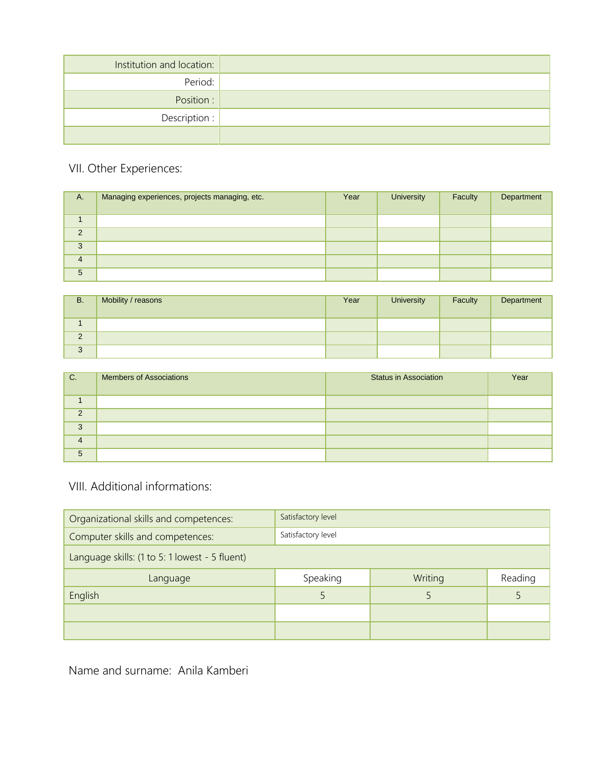| Institution and location: | |
|---|---|
| Period: | |
| Position : | |
| Description : | |
| | |

## VII. Other Experiences:

| A. | Managing experiences, projects managing, etc. | Year | University | Faculty | Department |
|---|---|---|---|---|---|
| 1 | | | | | |
| 2 | | | | | |
| 3 | | | | | |
| 4 | | | | | |
| 5 | | | | | |

| B. | Mobility / reasons | Year | University | Faculty | Department |
|---|---|---|---|---|---|
| 1 | | | | | |
| 2 | | | | | |
| 3 | | | | | |

| C. | Members of Associations | Status in Association | Year |
|---|---|---|---|
| 1 | | | |
| 2 | | | |
| 3 | | | |
| 4 | | | |
| 5 | | | |

## VIII. Additional informations:

| Organizational skills and competences: | Satisfactory level | | |
|---|---|---|---|
| Computer skills and competences: | Satisfactory level | | |
| Language skills: (1 to 5: 1 lowest - 5 fluent) | | | |
| Language | Speaking | Writing | Reading |
| English | 5 | 5 | 5 |
| | | | |
| | | | |

Name and surname: Anila Kamberi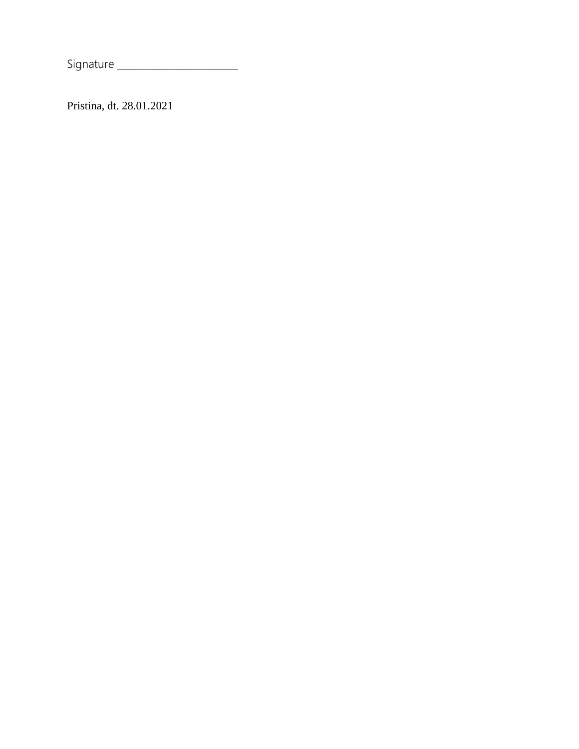Signature ______________________

Pristina, dt. 28.01.2021